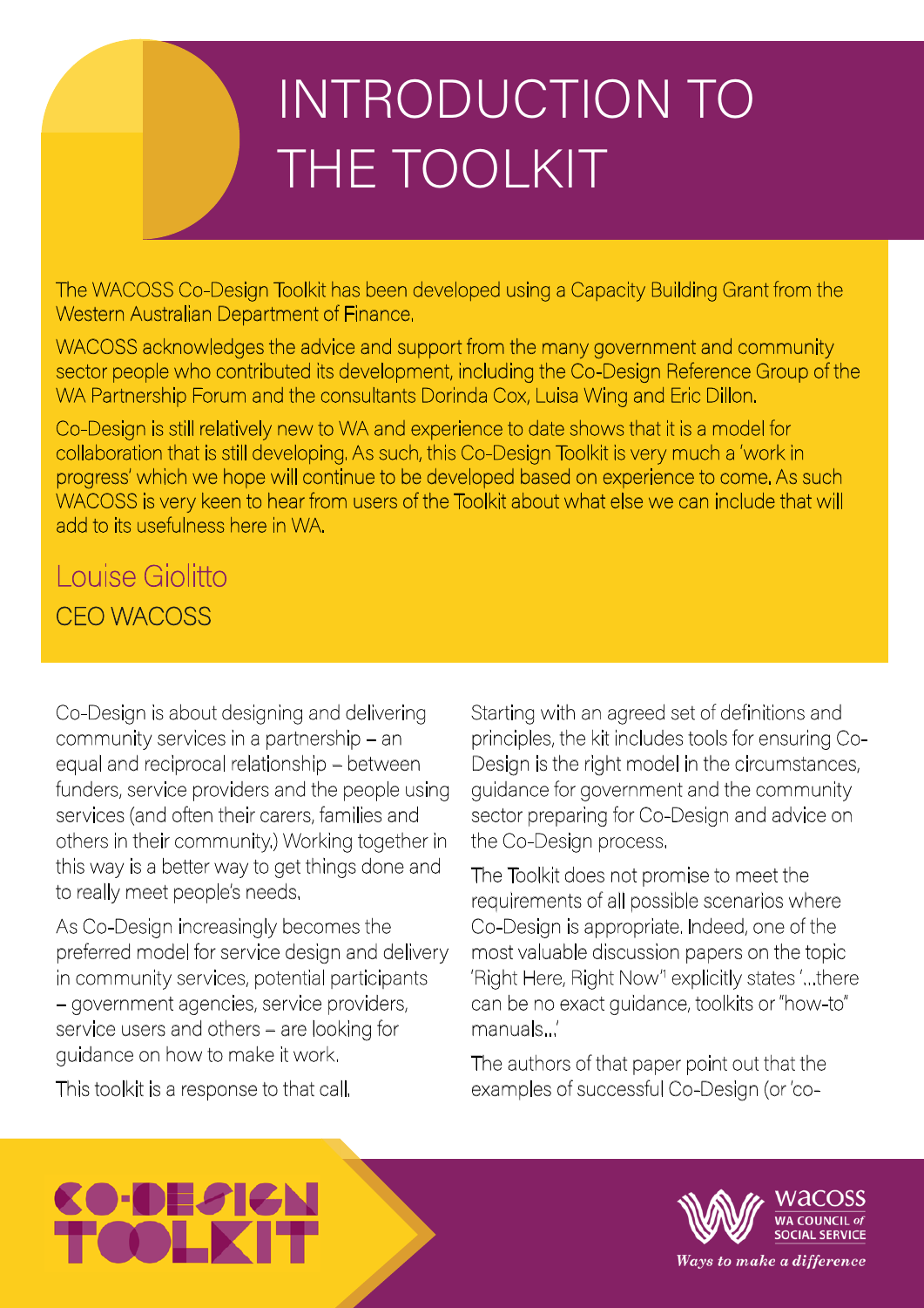# INTRODUCTION TO THE TOOLKIT

The WACOSS Co-Design Toolkit has been developed using a Capacity Building Grant from the Western Australian Department of Finance.

WACOSS acknowledges the advice and support from the many government and community sector people who contributed its development, including the Co-Design Reference Group of the WA Partnership Forum and the consultants Dorinda Cox, Luisa Wing and Eric Dillon.

Co-Design is still relatively new to WA and experience to date shows that it is a model for collaboration that is still developing. As such, this Co-Design Toolkit is very much a 'work in progress' which we hope will continue to be developed based on experience to come. As such WACOSS is very keen to hear from users of the Toolkit about what else we can include that will add to its usefulness here in WA.

## Louise Giolitto

CEO WACOSS

Co-Design is about designing and delivering community services in a partnership – an equal and reciprocal relationship – between funders, service providers and the people using services (and often their carers, families and others in their community.) Working together in this way is a better way to get things done and to really meet people's needs.

As Co-Design increasingly becomes the preferred model for service design and delivery in community services, potential participants – government agencies, service providers, service users and others – are looking for guidance on how to make it work.

This toolkit is a response to that call.

Starting with an agreed set of definitions and principles, the kit includes tools for ensuring Co-Design is the right model in the circumstances, guidance for government and the community sector preparing for Co-Design and advice on the Co-Design process.

The Toolkit does not promise to meet the requirements of all possible scenarios where Co-Design is appropriate. Indeed, one of the most valuable discussion papers on the topic 'Right Here, Right Now'[1] explicitly states '...there can be no exact guidance, toolkits or "how-to" manuals...'

The authors of that paper point out that the examples of successful Co-Design (or 'co-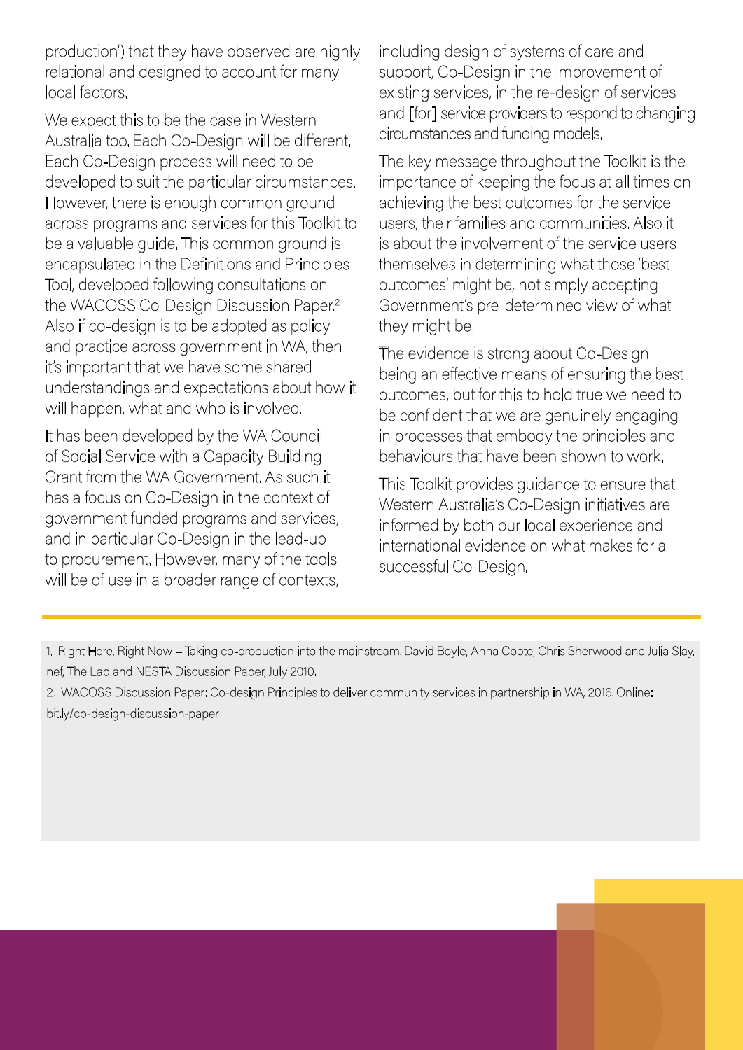production') that they have observed are highly relational and designed to account for many local factors.

We expect this to be the case in Western Australia too. Each Co-Design will be different. Each Co-Design process will need to be developed to suit the particular circumstances. However, there is enough common ground across programs and services for this Toolkit to be a valuable guide. This common ground is encapsulated in the Definitions and Principles Tool, developed following consultations on the WACOSS Co-Design Discussion Paper.[2] Also if co-design is to be adopted as policy and practice across government in WA, then it's important that we have some shared understandings and expectations about how it will happen, what and who is involved.

It has been developed by the WA Council of Social Service with a Capacity Building Grant from the WA Government. As such it has a focus on Co-Design in the context of government funded programs and services, and in particular Co-Design in the lead-up to procurement. However, many of the tools will be of use in a broader range of contexts, including design of systems of care and support, Co-Design in the improvement of existing services, in the re-design of services and [for] service providers to respond to changing circumstances and funding models.

The key message throughout the Toolkit is the importance of keeping the focus at all times on achieving the best outcomes for the service users, their families and communities. Also it is about the involvement of the service users themselves in determining what those 'best outcomes' might be, not simply accepting Government's pre-determined view of what they might be.

The evidence is strong about Co-Design being an effective means of ensuring the best outcomes, but for this to hold true we need to be confident that we are genuinely engaging in processes that embody the principles and behaviours that have been shown to work.

This Toolkit provides guidance to ensure that Western Australia's Co-Design initiatives are informed by both our local experience and international evidence on what makes for a successful Co-Design.

---

1. Right Here, Right Now – Taking co-production into the mainstream. David Boyle, Anna Coote, Chris Sherwood and Julia Slay. nef, The Lab and NESTA Discussion Paper, July 2010.
2. WACOSS Discussion Paper: Co-design Principles to deliver community services in partnership in WA, 2016. Online: bit.ly/co-design-discussion-paper